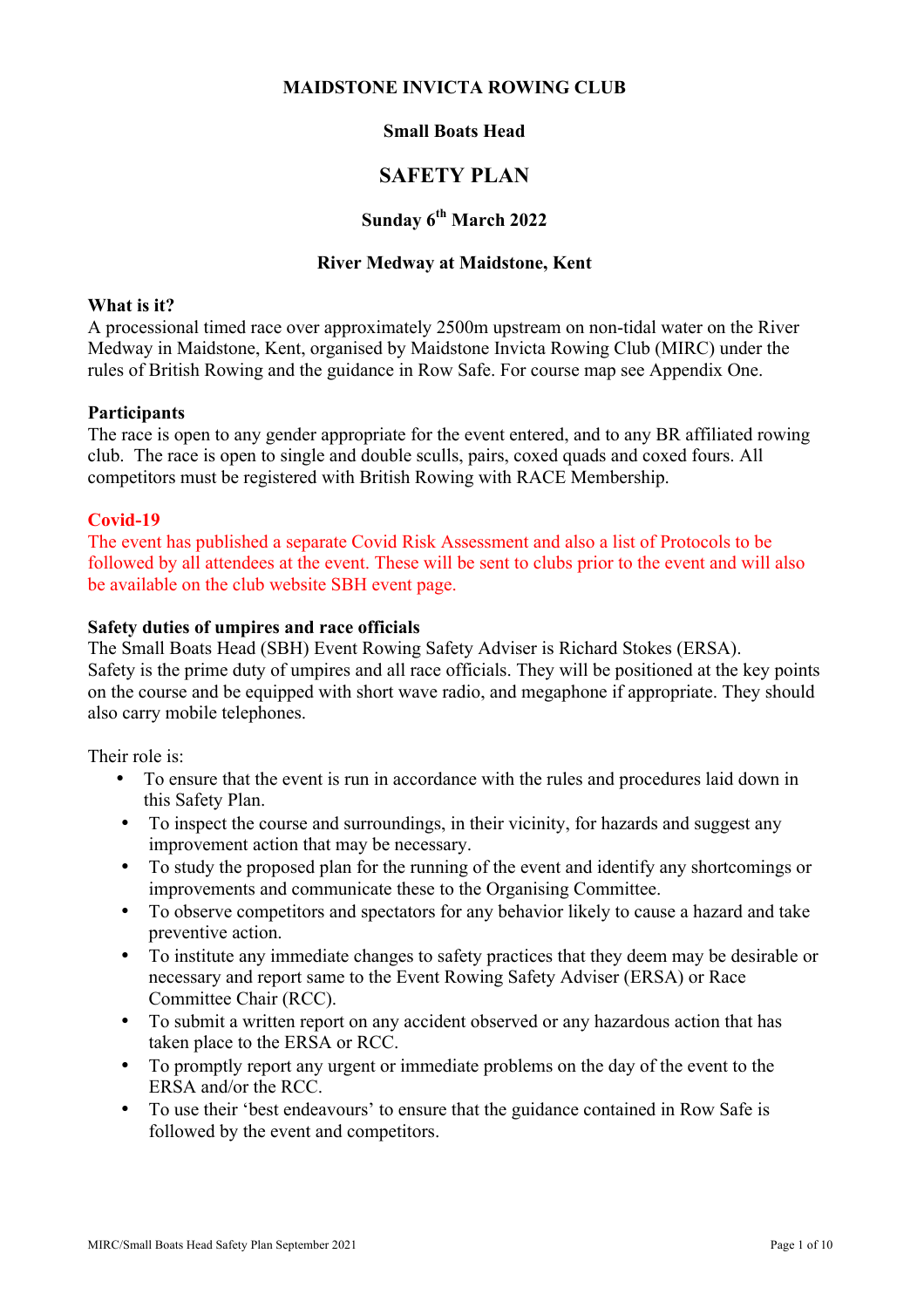**MAIDSTONE INVICTA ROWING CLUB**

**Small Boats Head**

# SAFETY PLAN

**Sunday 6th March 2022**

**River Medway at Maidstone, Kent**

**What is it?**
A processional timed race over approximately 2500m upstream on non-tidal water on the River Medway in Maidstone, Kent, organised by Maidstone Invicta Rowing Club (MIRC) under the rules of British Rowing and the guidance in Row Safe. For course map see Appendix One.

**Participants**
The race is open to any gender appropriate for the event entered, and to any BR affiliated rowing club. The race is open to single and double sculls, pairs, coxed quads and coxed fours. All competitors must be registered with British Rowing with RACE Membership.

**Covid-19**
The event has published a separate Covid Risk Assessment and also a list of Protocols to be followed by all attendees at the event. These will be sent to clubs prior to the event and will also be available on the club website SBH event page.

**Safety duties of umpires and race officials**
The Small Boats Head (SBH) Event Rowing Safety Adviser is Richard Stokes (ERSA).
Safety is the prime duty of umpires and all race officials. They will be positioned at the key points on the course and be equipped with short wave radio, and megaphone if appropriate. They should also carry mobile telephones.

Their role is:

- To ensure that the event is run in accordance with the rules and procedures laid down in this Safety Plan.
- To inspect the course and surroundings, in their vicinity, for hazards and suggest any improvement action that may be necessary.
- To study the proposed plan for the running of the event and identify any shortcomings or improvements and communicate these to the Organising Committee.
- To observe competitors and spectators for any behavior likely to cause a hazard and take preventive action.
- To institute any immediate changes to safety practices that they deem may be desirable or necessary and report same to the Event Rowing Safety Adviser (ERSA) or Race Committee Chair (RCC).
- To submit a written report on any accident observed or any hazardous action that has taken place to the ERSA or RCC.
- To promptly report any urgent or immediate problems on the day of the event to the ERSA and/or the RCC.
- To use their 'best endeavours' to ensure that the guidance contained in Row Safe is followed by the event and competitors.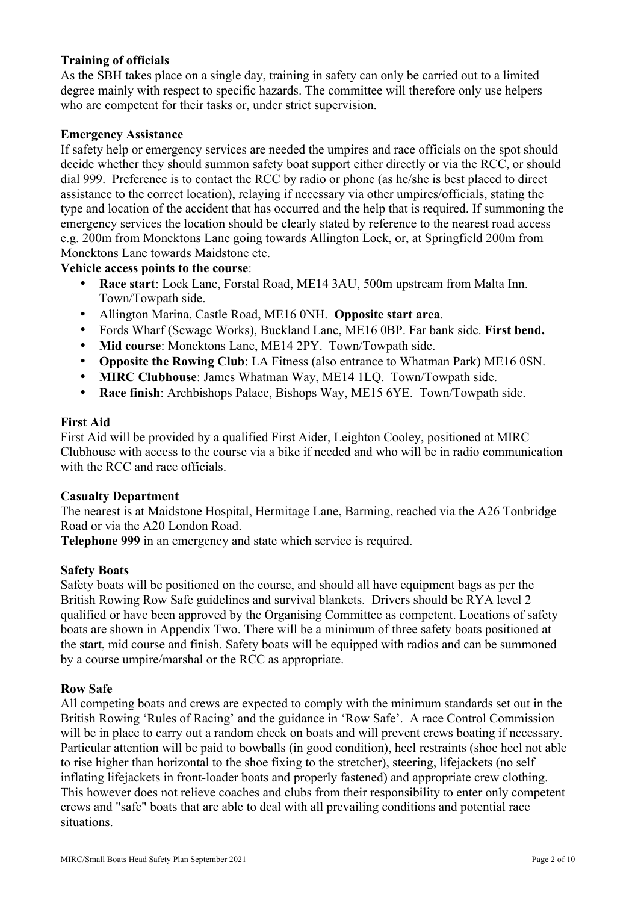**Training of officials**

As the SBH takes place on a single day, training in safety can only be carried out to a limited degree mainly with respect to specific hazards. The committee will therefore only use helpers who are competent for their tasks or, under strict supervision.

**Emergency Assistance**

If safety help or emergency services are needed the umpires and race officials on the spot should decide whether they should summon safety boat support either directly or via the RCC, or should dial 999. Preference is to contact the RCC by radio or phone (as he/she is best placed to direct assistance to the correct location), relaying if necessary via other umpires/officials, stating the type and location of the accident that has occurred and the help that is required. If summoning the emergency services the location should be clearly stated by reference to the nearest road access e.g. 200m from Moncktons Lane going towards Allington Lock, or, at Springfield 200m from Moncktons Lane towards Maidstone etc.

**Vehicle access points to the course**:

- **Race start**: Lock Lane, Forstal Road, ME14 3AU, 500m upstream from Malta Inn. Town/Towpath side.
- Allington Marina, Castle Road, ME16 0NH. **Opposite start area**.
- Fords Wharf (Sewage Works), Buckland Lane, ME16 0BP. Far bank side. **First bend.**
- **Mid course**: Moncktons Lane, ME14 2PY. Town/Towpath side.
- **Opposite the Rowing Club**: LA Fitness (also entrance to Whatman Park) ME16 0SN.
- **MIRC Clubhouse**: James Whatman Way, ME14 1LQ. Town/Towpath side.
- **Race finish**: Archbishops Palace, Bishops Way, ME15 6YE. Town/Towpath side.

**First Aid**

First Aid will be provided by a qualified First Aider, Leighton Cooley, positioned at MIRC Clubhouse with access to the course via a bike if needed and who will be in radio communication with the RCC and race officials.

**Casualty Department**

The nearest is at Maidstone Hospital, Hermitage Lane, Barming, reached via the A26 Tonbridge Road or via the A20 London Road.

**Telephone 999** in an emergency and state which service is required.

**Safety Boats**

Safety boats will be positioned on the course, and should all have equipment bags as per the British Rowing Row Safe guidelines and survival blankets. Drivers should be RYA level 2 qualified or have been approved by the Organising Committee as competent. Locations of safety boats are shown in Appendix Two. There will be a minimum of three safety boats positioned at the start, mid course and finish. Safety boats will be equipped with radios and can be summoned by a course umpire/marshal or the RCC as appropriate.

**Row Safe**

All competing boats and crews are expected to comply with the minimum standards set out in the British Rowing 'Rules of Racing' and the guidance in 'Row Safe'. A race Control Commission will be in place to carry out a random check on boats and will prevent crews boating if necessary. Particular attention will be paid to bowballs (in good condition), heel restraints (shoe heel not able to rise higher than horizontal to the shoe fixing to the stretcher), steering, lifejackets (no self inflating lifejackets in front-loader boats and properly fastened) and appropriate crew clothing. This however does not relieve coaches and clubs from their responsibility to enter only competent crews and "safe" boats that are able to deal with all prevailing conditions and potential race situations.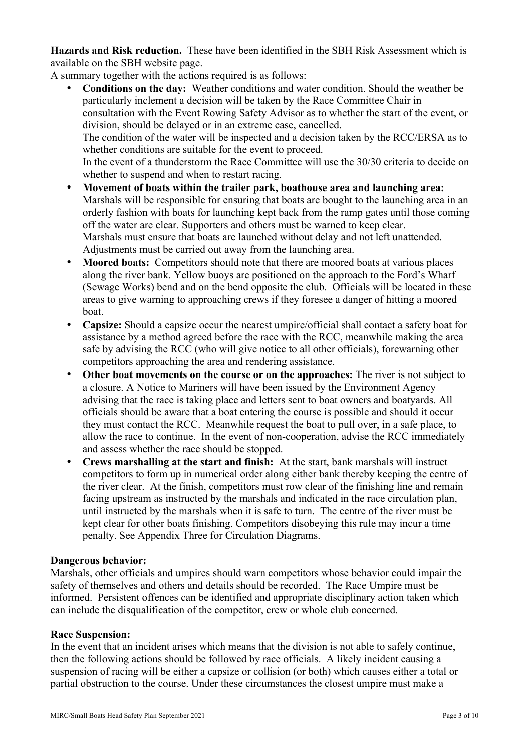**Hazards and Risk reduction.** These have been identified in the SBH Risk Assessment which is available on the SBH website page.

A summary together with the actions required is as follows:

- **Conditions on the day:** Weather conditions and water condition. Should the weather be particularly inclement a decision will be taken by the Race Committee Chair in consultation with the Event Rowing Safety Advisor as to whether the start of the event, or division, should be delayed or in an extreme case, cancelled.
  The condition of the water will be inspected and a decision taken by the RCC/ERSA as to whether conditions are suitable for the event to proceed.
  In the event of a thunderstorm the Race Committee will use the 30/30 criteria to decide on whether to suspend and when to restart racing.
- **Movement of boats within the trailer park, boathouse area and launching area:** Marshals will be responsible for ensuring that boats are bought to the launching area in an orderly fashion with boats for launching kept back from the ramp gates until those coming off the water are clear. Supporters and others must be warned to keep clear.
  Marshals must ensure that boats are launched without delay and not left unattended. Adjustments must be carried out away from the launching area.
- **Moored boats:** Competitors should note that there are moored boats at various places along the river bank. Yellow buoys are positioned on the approach to the Ford's Wharf (Sewage Works) bend and on the bend opposite the club. Officials will be located in these areas to give warning to approaching crews if they foresee a danger of hitting a moored boat.
- **Capsize:** Should a capsize occur the nearest umpire/official shall contact a safety boat for assistance by a method agreed before the race with the RCC, meanwhile making the area safe by advising the RCC (who will give notice to all other officials), forewarning other competitors approaching the area and rendering assistance.
- **Other boat movements on the course or on the approaches:** The river is not subject to a closure. A Notice to Mariners will have been issued by the Environment Agency advising that the race is taking place and letters sent to boat owners and boatyards. All officials should be aware that a boat entering the course is possible and should it occur they must contact the RCC. Meanwhile request the boat to pull over, in a safe place, to allow the race to continue. In the event of non-cooperation, advise the RCC immediately and assess whether the race should be stopped.
- **Crews marshalling at the start and finish:** At the start, bank marshals will instruct competitors to form up in numerical order along either bank thereby keeping the centre of the river clear. At the finish, competitors must row clear of the finishing line and remain facing upstream as instructed by the marshals and indicated in the race circulation plan, until instructed by the marshals when it is safe to turn. The centre of the river must be kept clear for other boats finishing. Competitors disobeying this rule may incur a time penalty. See Appendix Three for Circulation Diagrams.

**Dangerous behavior:**

Marshals, other officials and umpires should warn competitors whose behavior could impair the safety of themselves and others and details should be recorded. The Race Umpire must be informed. Persistent offences can be identified and appropriate disciplinary action taken which can include the disqualification of the competitor, crew or whole club concerned.

**Race Suspension:**

In the event that an incident arises which means that the division is not able to safely continue, then the following actions should be followed by race officials. A likely incident causing a suspension of racing will be either a capsize or collision (or both) which causes either a total or partial obstruction to the course. Under these circumstances the closest umpire must make a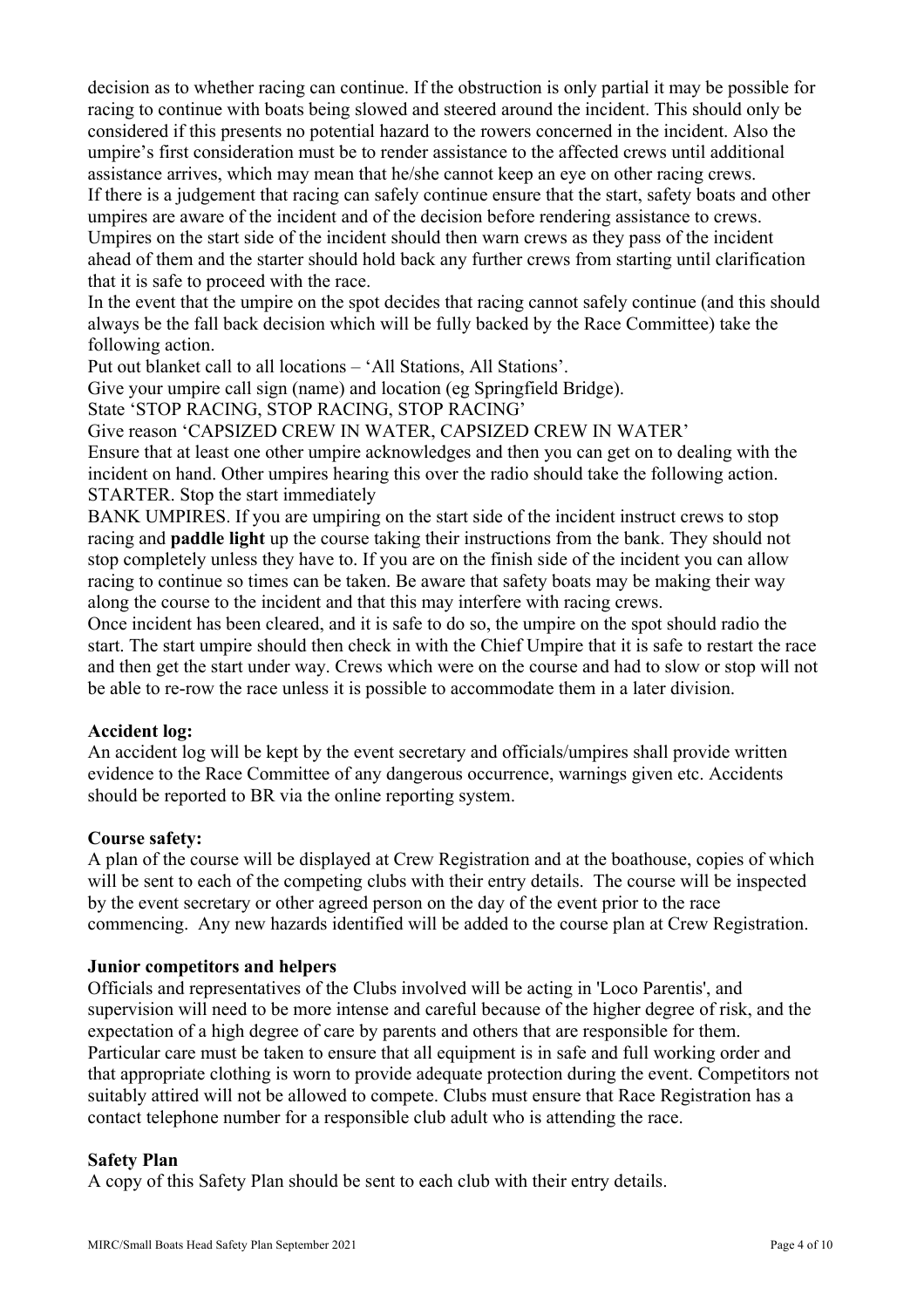decision as to whether racing can continue. If the obstruction is only partial it may be possible for racing to continue with boats being slowed and steered around the incident. This should only be considered if this presents no potential hazard to the rowers concerned in the incident. Also the umpire's first consideration must be to render assistance to the affected crews until additional assistance arrives, which may mean that he/she cannot keep an eye on other racing crews.
If there is a judgement that racing can safely continue ensure that the start, safety boats and other umpires are aware of the incident and of the decision before rendering assistance to crews.
Umpires on the start side of the incident should then warn crews as they pass of the incident ahead of them and the starter should hold back any further crews from starting until clarification that it is safe to proceed with the race.
In the event that the umpire on the spot decides that racing cannot safely continue (and this should always be the fall back decision which will be fully backed by the Race Committee) take the following action.
Put out blanket call to all locations – 'All Stations, All Stations'.
Give your umpire call sign (name) and location (eg Springfield Bridge).
State 'STOP RACING, STOP RACING, STOP RACING'
Give reason 'CAPSIZED CREW IN WATER, CAPSIZED CREW IN WATER'
Ensure that at least one other umpire acknowledges and then you can get on to dealing with the incident on hand. Other umpires hearing this over the radio should take the following action.
STARTER. Stop the start immediately
BANK UMPIRES. If you are umpiring on the start side of the incident instruct crews to stop racing and **paddle light** up the course taking their instructions from the bank. They should not stop completely unless they have to. If you are on the finish side of the incident you can allow racing to continue so times can be taken. Be aware that safety boats may be making their way along the course to the incident and that this may interfere with racing crews.
Once incident has been cleared, and it is safe to do so, the umpire on the spot should radio the start. The start umpire should then check in with the Chief Umpire that it is safe to restart the race and then get the start under way. Crews which were on the course and had to slow or stop will not be able to re-row the race unless it is possible to accommodate them in a later division.

**Accident log:**
An accident log will be kept by the event secretary and officials/umpires shall provide written evidence to the Race Committee of any dangerous occurrence, warnings given etc. Accidents should be reported to BR via the online reporting system.

**Course safety:**
A plan of the course will be displayed at Crew Registration and at the boathouse, copies of which will be sent to each of the competing clubs with their entry details. The course will be inspected by the event secretary or other agreed person on the day of the event prior to the race commencing. Any new hazards identified will be added to the course plan at Crew Registration.

**Junior competitors and helpers**
Officials and representatives of the Clubs involved will be acting in 'Loco Parentis', and supervision will need to be more intense and careful because of the higher degree of risk, and the expectation of a high degree of care by parents and others that are responsible for them. Particular care must be taken to ensure that all equipment is in safe and full working order and that appropriate clothing is worn to provide adequate protection during the event. Competitors not suitably attired will not be allowed to compete. Clubs must ensure that Race Registration has a contact telephone number for a responsible club adult who is attending the race.

**Safety Plan**
A copy of this Safety Plan should be sent to each club with their entry details.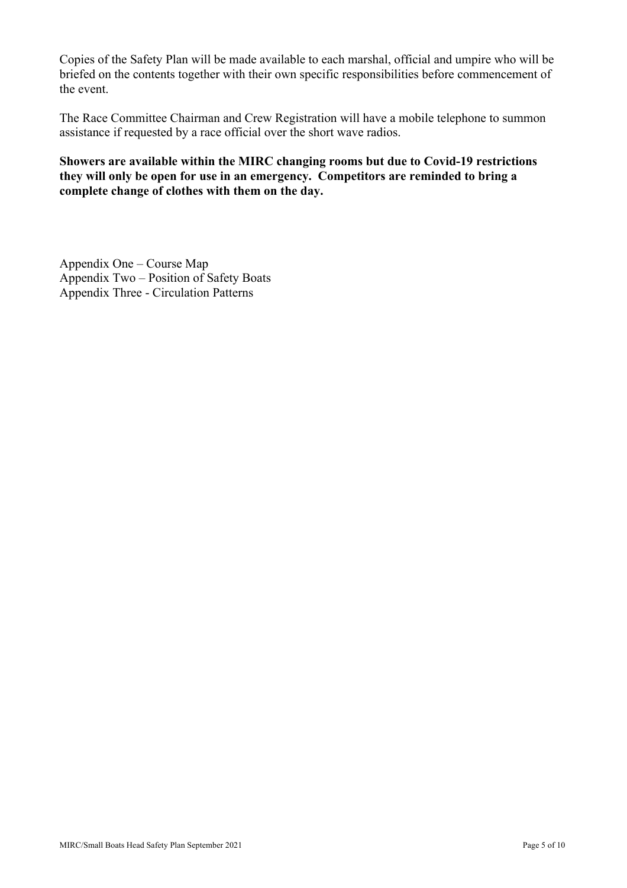Copies of the Safety Plan will be made available to each marshal, official and umpire who will be briefed on the contents together with their own specific responsibilities before commencement of the event.

The Race Committee Chairman and Crew Registration will have a mobile telephone to summon assistance if requested by a race official over the short wave radios.

**Showers are available within the MIRC changing rooms but due to Covid-19 restrictions they will only be open for use in an emergency. Competitors are reminded to bring a complete change of clothes with them on the day.**

Appendix One – Course Map
Appendix Two – Position of Safety Boats
Appendix Three - Circulation Patterns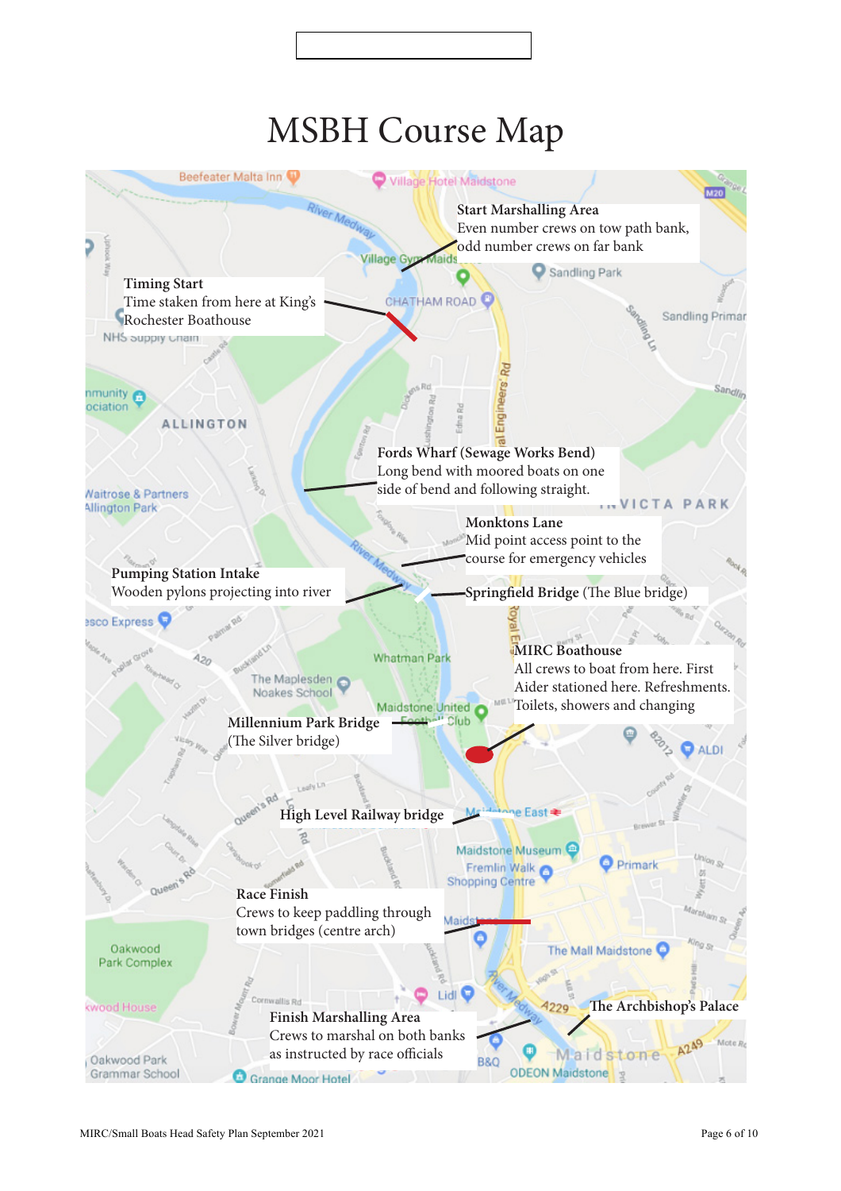# MSBH Course Map

**Start Marshalling Area**
Even number crews on tow path bank, odd number crews on far bank

**Timing Start**
Time taken from here at King's Rochester Boathouse

**Fords Wharf (Sewage Works Bend)**
Long bend with moored boats on one side of bend and following straight.

**Monktons Lane**
Mid point access point to the course for emergency vehicles

**Pumping Station Intake**
Wooden pylons projecting into river

**Springfield Bridge** (The Blue bridge)

**MIRC Boathouse**
All crews to boat from here. First Aider stationed here. Refreshments. Toilets, showers and changing

**Millennium Park Bridge**
(The Silver bridge)

**High Level Railway bridge**

**Race Finish**
Crews to keep paddling through town bridges (centre arch)

**Finish Marshalling Area**
Crews to marshal on both banks as instructed by race officials

**The Archbishop's Palace**

MIRC/Small Boats Head Safety Plan September 2021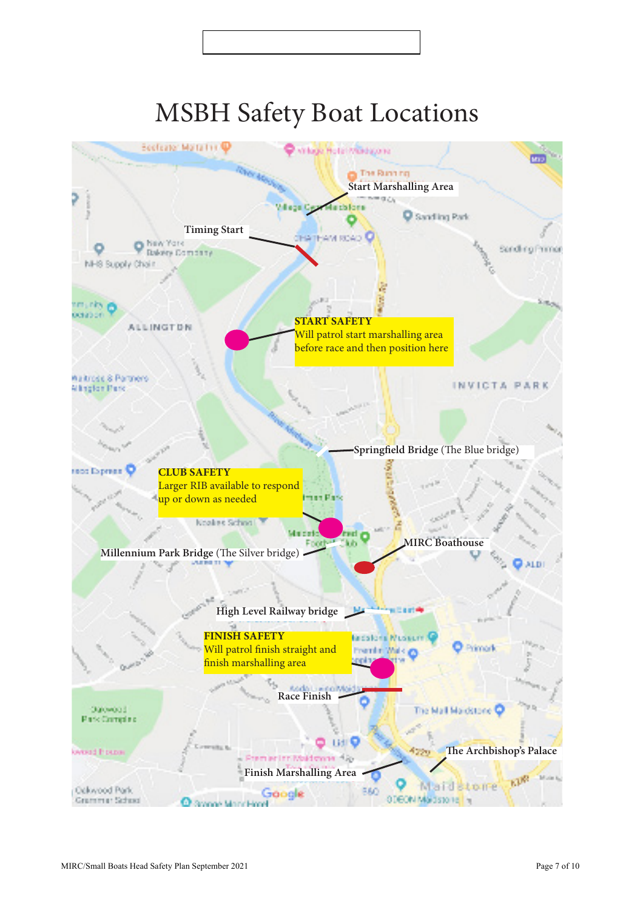# MSBH Safety Boat Locations

Start Marshalling Area

Timing Start

**START SAFETY**
Will patrol start marshalling area before race and then position here

**Springfield Bridge** (The Blue bridge)

**CLUB SAFETY**
Larger RIB available to respond up or down as needed

**MIRC Boathouse**

**Millennium Park Bridge** (The Silver bridge)

**High Level Railway bridge**

**FINISH SAFETY**
Will patrol finish straight and finish marshalling area

**Race Finish**

**The Archbishop's Palace**

**Finish Marshalling Area**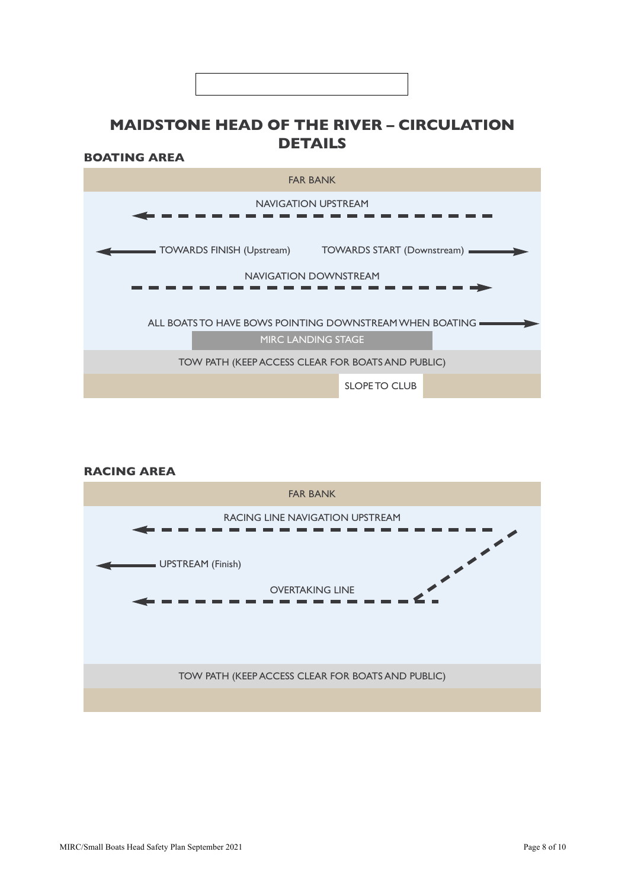# MAIDSTONE HEAD OF THE RIVER – CIRCULATION DETAILS

## BOATING AREA

FAR BANK

NAVIGATION UPSTREAM

TOWARDS FINISH (Upstream)

TOWARDS START (Downstream)

NAVIGATION DOWNSTREAM

ALL BOATS TO HAVE BOWS POINTING DOWNSTREAM WHEN BOATING

MIRC LANDING STAGE

TOW PATH (KEEP ACCESS CLEAR FOR BOATS AND PUBLIC)

SLOPE TO CLUB

## RACING AREA

FAR BANK

RACING LINE NAVIGATION UPSTREAM

UPSTREAM (Finish)

OVERTAKING LINE

TOW PATH (KEEP ACCESS CLEAR FOR BOATS AND PUBLIC)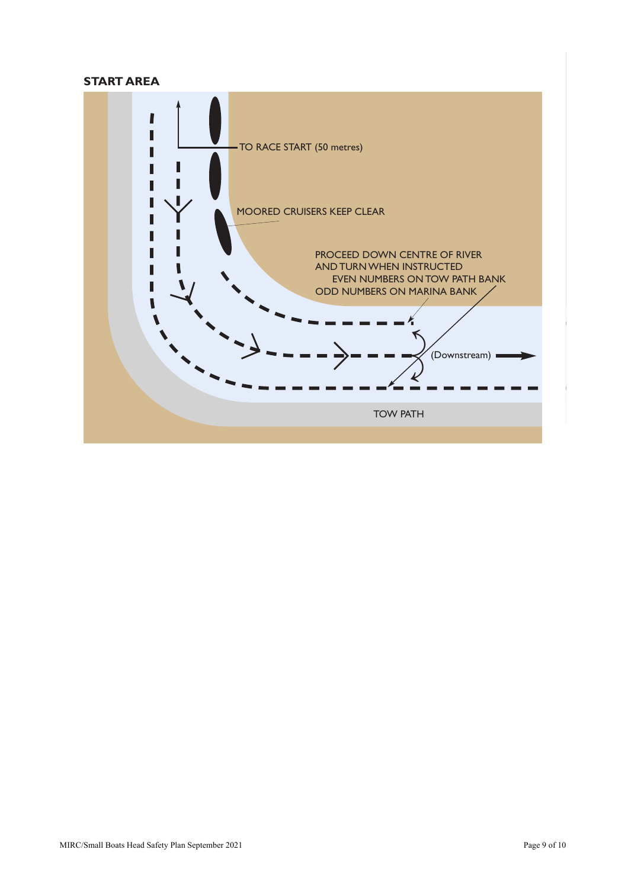## START AREA

TO RACE START (50 metres)

MOORED CRUISERS KEEP CLEAR

PROCEED DOWN CENTRE OF RIVER
AND TURN WHEN INSTRUCTED
EVEN NUMBERS ON TOW PATH BANK
ODD NUMBERS ON MARINA BANK

(Downstream)

TOW PATH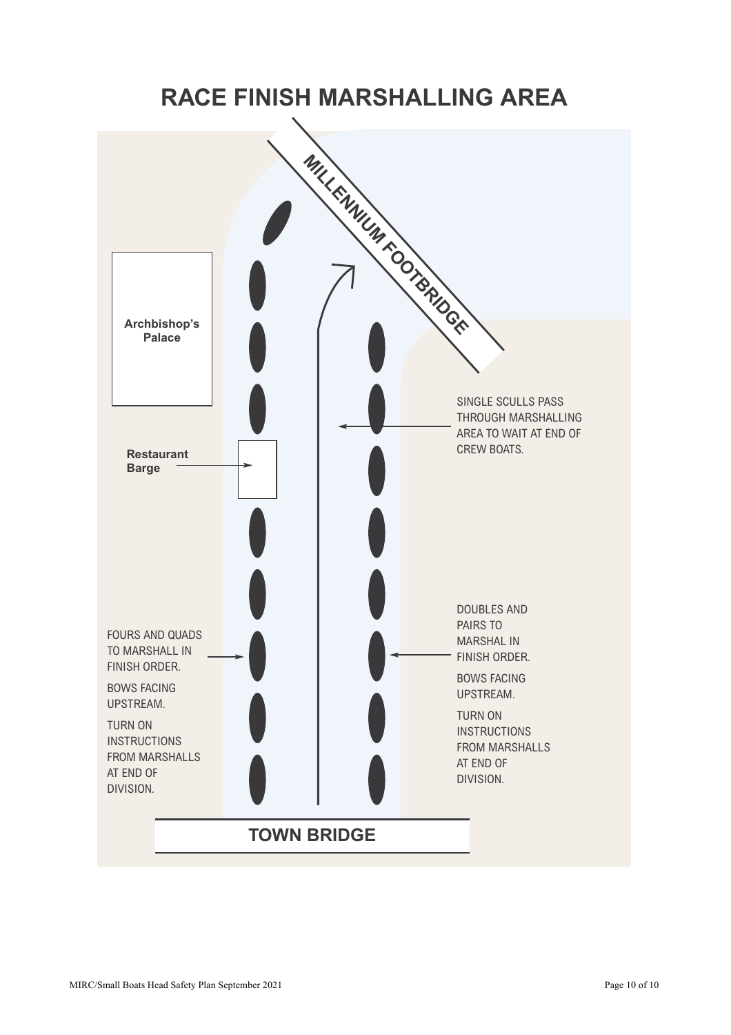# RACE FINISH MARSHALLING AREA

MILLENNIUM FOOTBRIDGE

Archbishop's Palace

Restaurant Barge

SINGLE SCULLS PASS THROUGH MARSHALLING AREA TO WAIT AT END OF CREW BOATS.

FOURS AND QUADS TO MARSHALL IN FINISH ORDER.

BOWS FACING UPSTREAM.

TURN ON INSTRUCTIONS FROM MARSHALLS AT END OF DIVISION.

DOUBLES AND PAIRS TO MARSHAL IN FINISH ORDER.

BOWS FACING UPSTREAM.

TURN ON INSTRUCTIONS FROM MARSHALLS AT END OF DIVISION.

TOWN BRIDGE